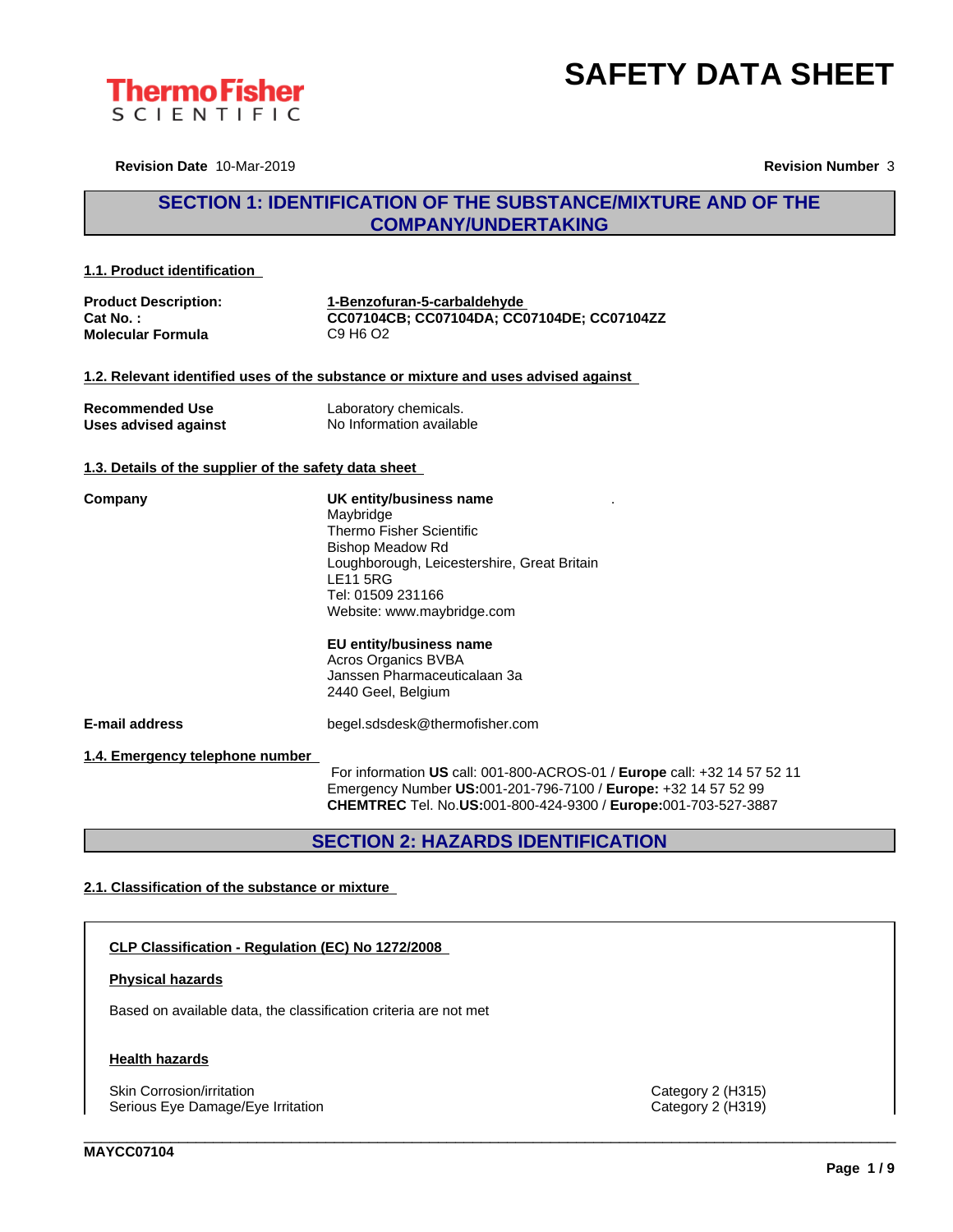# SAFETY DATA SHEET

**Revision Date** 10-Mar-2019 **Revision Number** 3

## SECTION 1: IDENTIFICATION OF THE SUBSTANCE/MIXTURE AND OF THE COMPANY/UNDERTAKING

### 1.1. Product identification

| | |
|---|---|
| **Product Description:** | **1-Benzofuran-5-carbaldehyde** |
| **Cat No. :** | **CC07104CB; CC07104DA; CC07104DE; CC07104ZZ** |
| **Molecular Formula** | C9 H6 O2 |

### 1.2. Relevant identified uses of the substance or mixture and uses advised against

| | |
|---|---|
| **Recommended Use** | Laboratory chemicals. |
| **Uses advised against** | No Information available |

### 1.3. Details of the supplier of the safety data sheet

**Company**

**UK entity/business name**
Maybridge
Thermo Fisher Scientific
Bishop Meadow Rd
Loughborough, Leicestershire, Great Britain
LE11 5RG
Tel: 01509 231166
Website: www.maybridge.com

**EU entity/business name**
Acros Organics BVBA
Janssen Pharmaceuticalaan 3a
2440 Geel, Belgium

**E-mail address** begel.sdsdesk@thermofisher.com

### 1.4. Emergency telephone number

For information **US** call: 001-800-ACROS-01 / **Europe** call: +32 14 57 52 11
Emergency Number **US:**001-201-796-7100 / **Europe:** +32 14 57 52 99
**CHEMTREC** Tel. No.**US:**001-800-424-9300 / **Europe:**001-703-527-3887

## SECTION 2: HAZARDS IDENTIFICATION

### 2.1. Classification of the substance or mixture

**CLP Classification - Regulation (EC) No 1272/2008**

**Physical hazards**

Based on available data, the classification criteria are not met

**Health hazards**

| | |
|---|---|
| Skin Corrosion/irritation | Category 2 (H315) |
| Serious Eye Damage/Eye Irritation | Category 2 (H319) |

MAYCC07104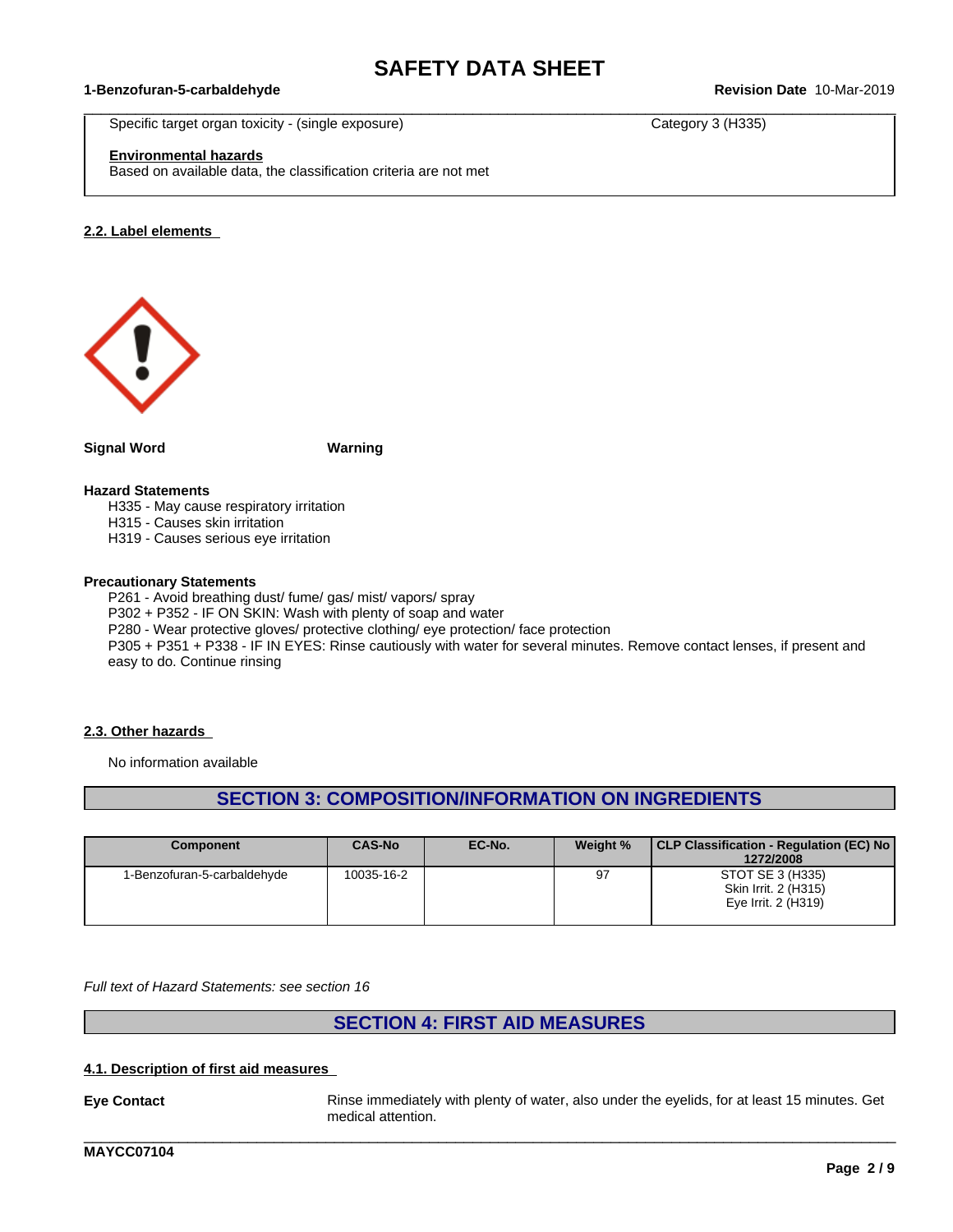| | |
|---|---|
| Specific target organ toxicity - (single exposure) | Category 3 (H335) |

**Environmental hazards**
Based on available data, the classification criteria are not met

### 2.2. Label elements

**Signal Word** **Warning**

**Hazard Statements**

H335 - May cause respiratory irritation
H315 - Causes skin irritation
H319 - Causes serious eye irritation

**Precautionary Statements**

P261 - Avoid breathing dust/ fume/ gas/ mist/ vapors/ spray
P302 + P352 - IF ON SKIN: Wash with plenty of soap and water
P280 - Wear protective gloves/ protective clothing/ eye protection/ face protection
P305 + P351 + P338 - IF IN EYES: Rinse cautiously with water for several minutes. Remove contact lenses, if present and easy to do. Continue rinsing

### 2.3. Other hazards

No information available

## SECTION 3: COMPOSITION/INFORMATION ON INGREDIENTS

| Component | CAS-No | EC-No. | Weight % | CLP Classification - Regulation (EC) No 1272/2008 |
|---|---|---|---|---|
| 1-Benzofuran-5-carbaldehyde | 10035-16-2 | | 97 | STOT SE 3 (H335)<br>Skin Irrit. 2 (H315)<br>Eye Irrit. 2 (H319) |

*Full text of Hazard Statements: see section 16*

## SECTION 4: FIRST AID MEASURES

### 4.1. Description of first aid measures

**Eye Contact** Rinse immediately with plenty of water, also under the eyelids, for at least 15 minutes. Get medical attention.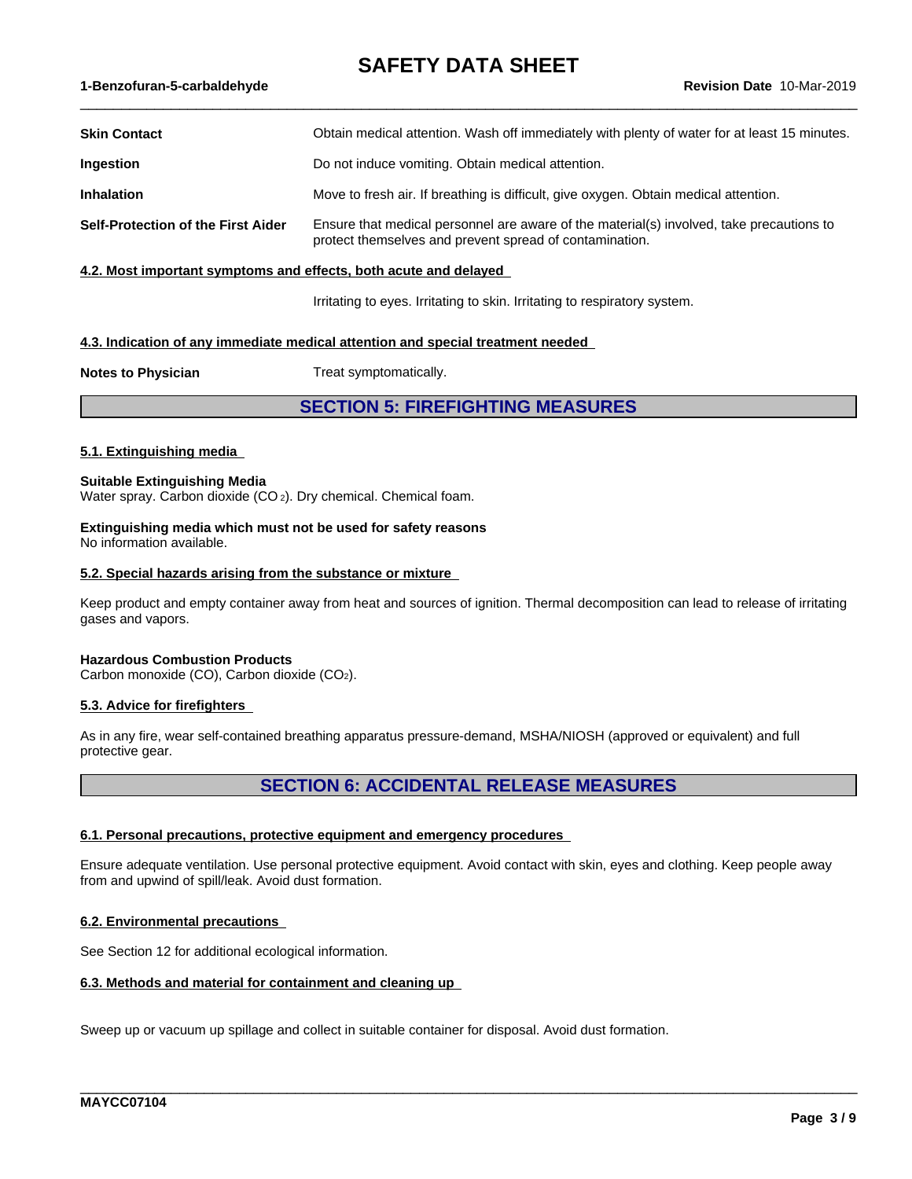| | |
|---|---|
| **Skin Contact** | Obtain medical attention. Wash off immediately with plenty of water for at least 15 minutes. |
| **Ingestion** | Do not induce vomiting. Obtain medical attention. |
| **Inhalation** | Move to fresh air. If breathing is difficult, give oxygen. Obtain medical attention. |
| **Self-Protection of the First Aider** | Ensure that medical personnel are aware of the material(s) involved, take precautions to protect themselves and prevent spread of contamination. |

**4.2. Most important symptoms and effects, both acute and delayed**

Irritating to eyes. Irritating to skin. Irritating to respiratory system.

**4.3. Indication of any immediate medical attention and special treatment needed**

**Notes to Physician** Treat symptomatically.

## SECTION 5: FIREFIGHTING MEASURES

**5.1. Extinguishing media**

**Suitable Extinguishing Media**
Water spray. Carbon dioxide ($CO_2$). Dry chemical. Chemical foam.

**Extinguishing media which must not be used for safety reasons**
No information available.

**5.2. Special hazards arising from the substance or mixture**

Keep product and empty container away from heat and sources of ignition. Thermal decomposition can lead to release of irritating gases and vapors.

**Hazardous Combustion Products**
Carbon monoxide (CO), Carbon dioxide ($CO_2$).

**5.3. Advice for firefighters**

As in any fire, wear self-contained breathing apparatus pressure-demand, MSHA/NIOSH (approved or equivalent) and full protective gear.

## SECTION 6: ACCIDENTAL RELEASE MEASURES

**6.1. Personal precautions, protective equipment and emergency procedures**

Ensure adequate ventilation. Use personal protective equipment. Avoid contact with skin, eyes and clothing. Keep people away from and upwind of spill/leak. Avoid dust formation.

**6.2. Environmental precautions**

See Section 12 for additional ecological information.

**6.3. Methods and material for containment and cleaning up**

Sweep up or vacuum up spillage and collect in suitable container for disposal. Avoid dust formation.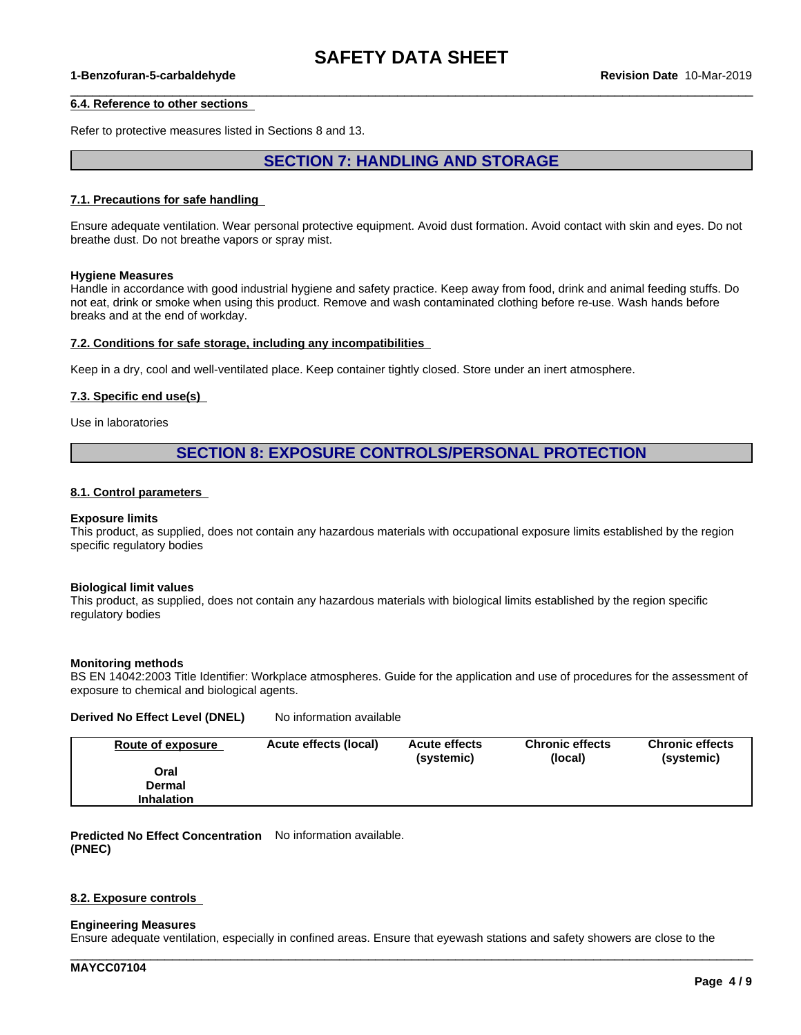#### 6.4. Reference to other sections

Refer to protective measures listed in Sections 8 and 13.

## SECTION 7: HANDLING AND STORAGE

#### 7.1. Precautions for safe handling

Ensure adequate ventilation. Wear personal protective equipment. Avoid dust formation. Avoid contact with skin and eyes. Do not breathe dust. Do not breathe vapors or spray mist.

**Hygiene Measures**
Handle in accordance with good industrial hygiene and safety practice. Keep away from food, drink and animal feeding stuffs. Do not eat, drink or smoke when using this product. Remove and wash contaminated clothing before re-use. Wash hands before breaks and at the end of workday.

#### 7.2. Conditions for safe storage, including any incompatibilities

Keep in a dry, cool and well-ventilated place. Keep container tightly closed. Store under an inert atmosphere.

#### 7.3. Specific end use(s)

Use in laboratories

## SECTION 8: EXPOSURE CONTROLS/PERSONAL PROTECTION

#### 8.1. Control parameters

**Exposure limits**
This product, as supplied, does not contain any hazardous materials with occupational exposure limits established by the region specific regulatory bodies

**Biological limit values**
This product, as supplied, does not contain any hazardous materials with biological limits established by the region specific regulatory bodies

**Monitoring methods**
BS EN 14042:2003 Title Identifier: Workplace atmospheres. Guide for the application and use of procedures for the assessment of exposure to chemical and biological agents.

**Derived No Effect Level (DNEL)** No information available

| Route of exposure | Acute effects (local) | Acute effects (systemic) | Chronic effects (local) | Chronic effects (systemic) |
|---|---|---|---|---|
| Oral | | | | |
| Dermal | | | | |
| Inhalation | | | | |

**Predicted No Effect Concentration (PNEC)** No information available.

#### 8.2. Exposure controls

**Engineering Measures**
Ensure adequate ventilation, especially in confined areas. Ensure that eyewash stations and safety showers are close to the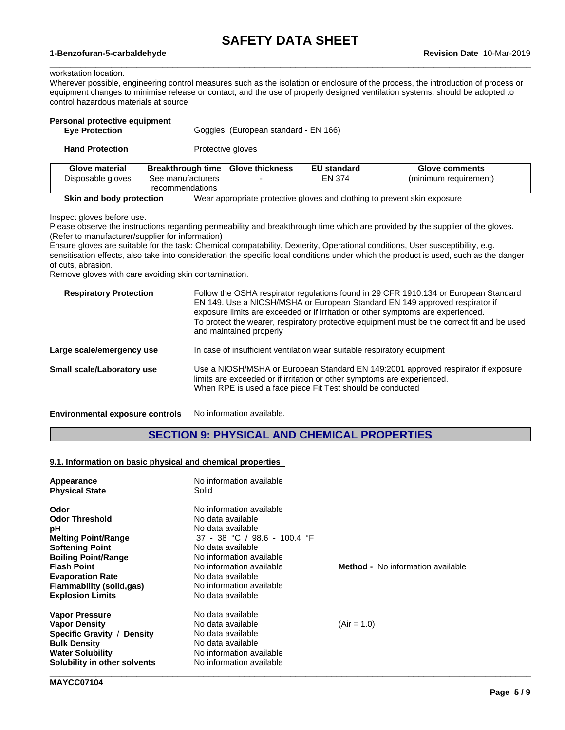workstation location.
Wherever possible, engineering control measures such as the isolation or enclosure of the process, the introduction of process or equipment changes to minimise release or contact, and the use of properly designed ventilation systems, should be adopted to control hazardous materials at source

**Personal protective equipment**

**Eye Protection** Goggles (European standard - EN 166)

**Hand Protection** Protective gloves

| Glove material | Breakthrough time | Glove thickness | EU standard | Glove comments |
|---|---|---|---|---|
| Disposable gloves | See manufacturers recommendations | - | EN 374 | (minimum requirement) |

**Skin and body protection** Wear appropriate protective gloves and clothing to prevent skin exposure

Inspect gloves before use.
Please observe the instructions regarding permeability and breakthrough time which are provided by the supplier of the gloves. (Refer to manufacturer/supplier for information)
Ensure gloves are suitable for the task: Chemical compatability, Dexterity, Operational conditions, User susceptibility, e.g. sensitisation effects, also take into consideration the specific local conditions under which the product is used, such as the danger of cuts, abrasion.
Remove gloves with care avoiding skin contamination.

**Respiratory Protection** Follow the OSHA respirator regulations found in 29 CFR 1910.134 or European Standard EN 149. Use a NIOSH/MSHA or European Standard EN 149 approved respirator if exposure limits are exceeded or if irritation or other symptoms are experienced.
To protect the wearer, respiratory protective equipment must be the correct fit and be used and maintained properly

**Large scale/emergency use** In case of insufficient ventilation wear suitable respiratory equipment

**Small scale/Laboratory use** Use a NIOSH/MSHA or European Standard EN 149:2001 approved respirator if exposure limits are exceeded or if irritation or other symptoms are experienced.
When RPE is used a face piece Fit Test should be conducted

**Environmental exposure controls** No information available.

## SECTION 9: PHYSICAL AND CHEMICAL PROPERTIES

### 9.1. Information on basic physical and chemical properties

| | | |
|---|---|---|
| **Appearance** | No information available | |
| **Physical State** | Solid | |
| **Odor** | No information available | |
| **Odor Threshold** | No data available | |
| **pH** | No data available | |
| **Melting Point/Range** | 37 - 38 °C / 98.6 - 100.4 °F | |
| **Softening Point** | No data available | |
| **Boiling Point/Range** | No information available | |
| **Flash Point** | No information available | **Method -** No information available |
| **Evaporation Rate** | No data available | |
| **Flammability (solid,gas)** | No information available | |
| **Explosion Limits** | No data available | |
| **Vapor Pressure** | No data available | |
| **Vapor Density** | No data available | (Air = 1.0) |
| **Specific Gravity / Density** | No data available | |
| **Bulk Density** | No data available | |
| **Water Solubility** | No information available | |
| **Solubility in other solvents** | No information available | |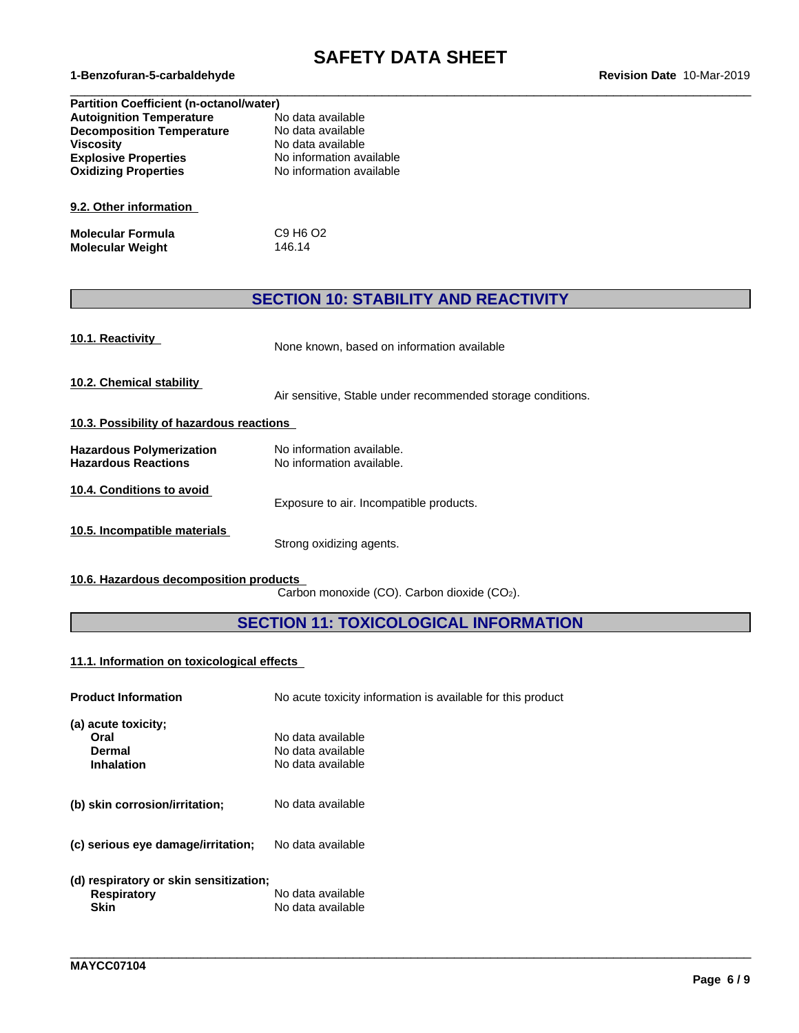| | |
|---|---|
| **Partition Coefficient (n-octanol/water)** | |
| **Autoignition Temperature** | No data available |
| **Decomposition Temperature** | No data available |
| **Viscosity** | No data available |
| **Explosive Properties** | No information available |
| **Oxidizing Properties** | No information available |

### 9.2. Other information

| | |
|---|---|
| **Molecular Formula** | C9 H6 O2 |
| **Molecular Weight** | 146.14 |

## SECTION 10: STABILITY AND REACTIVITY

**10.1. Reactivity**

None known, based on information available

**10.2. Chemical stability**

Air sensitive, Stable under recommended storage conditions.

**10.3. Possibility of hazardous reactions**

| | |
|---|---|
| **Hazardous Polymerization** | No information available. |
| **Hazardous Reactions** | No information available. |

**10.4. Conditions to avoid**

Exposure to air. Incompatible products.

**10.5. Incompatible materials**

Strong oxidizing agents.

**10.6. Hazardous decomposition products**

Carbon monoxide (CO). Carbon dioxide ($CO_2$).

## SECTION 11: TOXICOLOGICAL INFORMATION

**11.1. Information on toxicological effects**

**Product Information** — No acute toxicity information is available for this product

**(a) acute toxicity;**

| | |
|---|---|
| **Oral** | No data available |
| **Dermal** | No data available |
| **Inhalation** | No data available |

**(b) skin corrosion/irritation;** — No data available

**(c) serious eye damage/irritation;** — No data available

**(d) respiratory or skin sensitization;**

| | |
|---|---|
| **Respiratory** | No data available |
| **Skin** | No data available |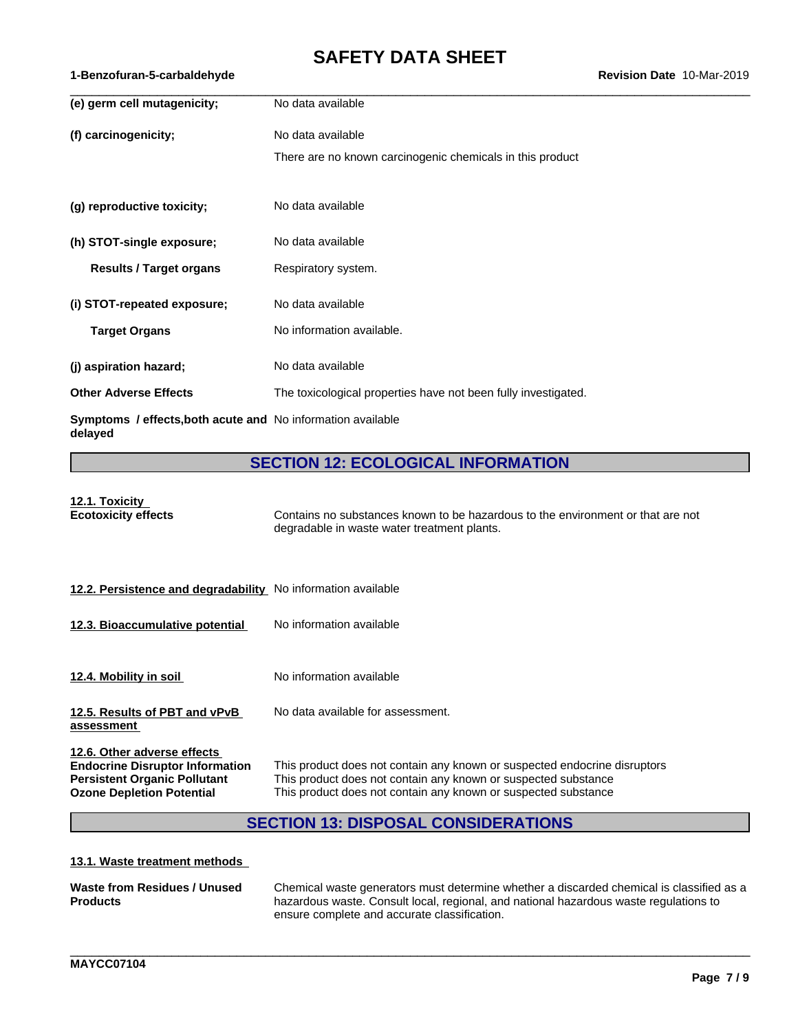**(e) germ cell mutagenicity;** No data available

**(f) carcinogenicity;** No data available

There are no known carcinogenic chemicals in this product

**(g) reproductive toxicity;** No data available

**(h) STOT-single exposure;** No data available

**Results / Target organs** Respiratory system.

**(i) STOT-repeated exposure;** No data available

**Target Organs** No information available.

**(j) aspiration hazard;** No data available

**Other Adverse Effects** The toxicological properties have not been fully investigated.

**Symptoms / effects,both acute and delayed** No information available

## SECTION 12: ECOLOGICAL INFORMATION

**12.1. Toxicity**

**Ecotoxicity effects** Contains no substances known to be hazardous to the environment or that are not degradable in waste water treatment plants.

**12.2. Persistence and degradability** No information available

**12.3. Bioaccumulative potential** No information available

**12.4. Mobility in soil** No information available

**12.5. Results of PBT and vPvB assessment** No data available for assessment.

**12.6. Other adverse effects**

**Endocrine Disruptor Information** This product does not contain any known or suspected endocrine disruptors

**Persistent Organic Pollutant** This product does not contain any known or suspected substance

**Ozone Depletion Potential** This product does not contain any known or suspected substance

## SECTION 13: DISPOSAL CONSIDERATIONS

**13.1. Waste treatment methods**

**Waste from Residues / Unused Products** Chemical waste generators must determine whether a discarded chemical is classified as a hazardous waste. Consult local, regional, and national hazardous waste regulations to ensure complete and accurate classification.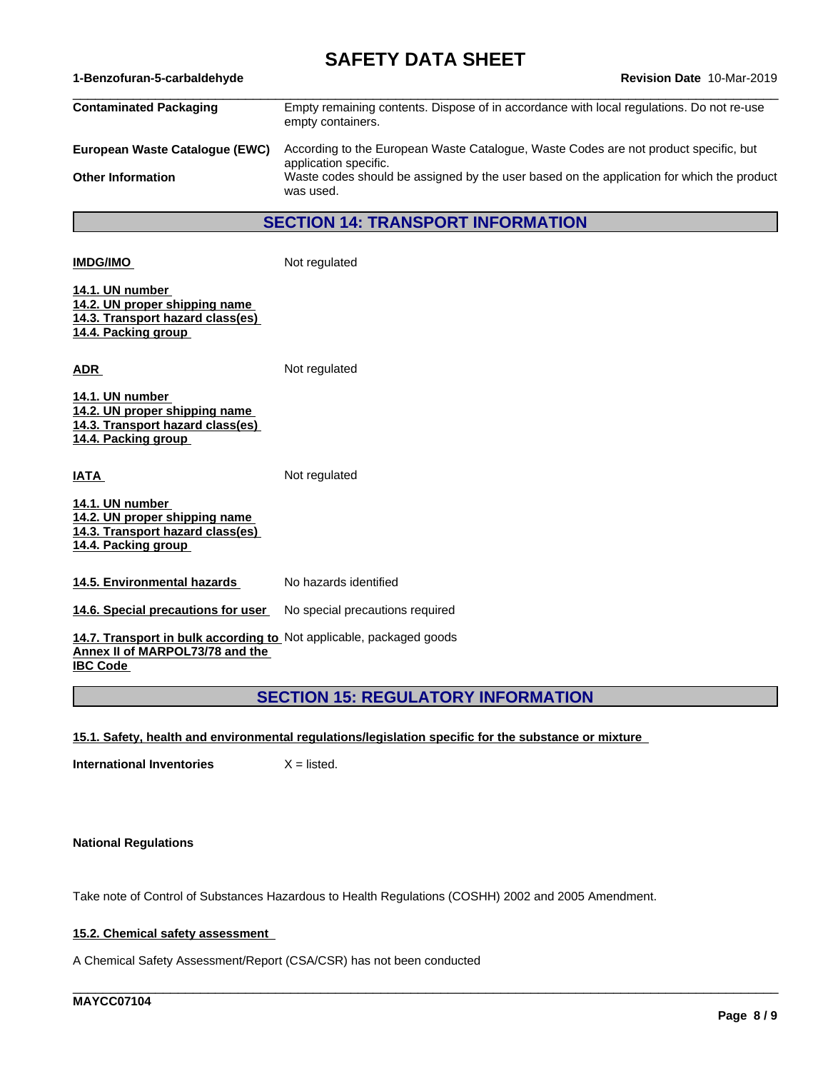| | |
|---|---|
| **Contaminated Packaging** | Empty remaining contents. Dispose of in accordance with local regulations. Do not re-use empty containers. |
| **European Waste Catalogue (EWC)** | According to the European Waste Catalogue, Waste Codes are not product specific, but application specific. |
| **Other Information** | Waste codes should be assigned by the user based on the application for which the product was used. |

## SECTION 14: TRANSPORT INFORMATION

**IMDG/IMO** Not regulated

**14.1. UN number**
**14.2. UN proper shipping name**
**14.3. Transport hazard class(es)**
**14.4. Packing group**

**ADR** Not regulated

**14.1. UN number**
**14.2. UN proper shipping name**
**14.3. Transport hazard class(es)**
**14.4. Packing group**

**IATA** Not regulated

**14.1. UN number**
**14.2. UN proper shipping name**
**14.3. Transport hazard class(es)**
**14.4. Packing group**

| | |
|---|---|
| **14.5. Environmental hazards** | No hazards identified |
| **14.6. Special precautions for user** | No special precautions required |
| **14.7. Transport in bulk according to Annex II of MARPOL73/78 and the IBC Code** | Not applicable, packaged goods |

## SECTION 15: REGULATORY INFORMATION

**15.1. Safety, health and environmental regulations/legislation specific for the substance or mixture**

**International Inventories** X = listed.

**National Regulations**

Take note of Control of Substances Hazardous to Health Regulations (COSHH) 2002 and 2005 Amendment.

**15.2. Chemical safety assessment**

A Chemical Safety Assessment/Report (CSA/CSR) has not been conducted

MAYCC07104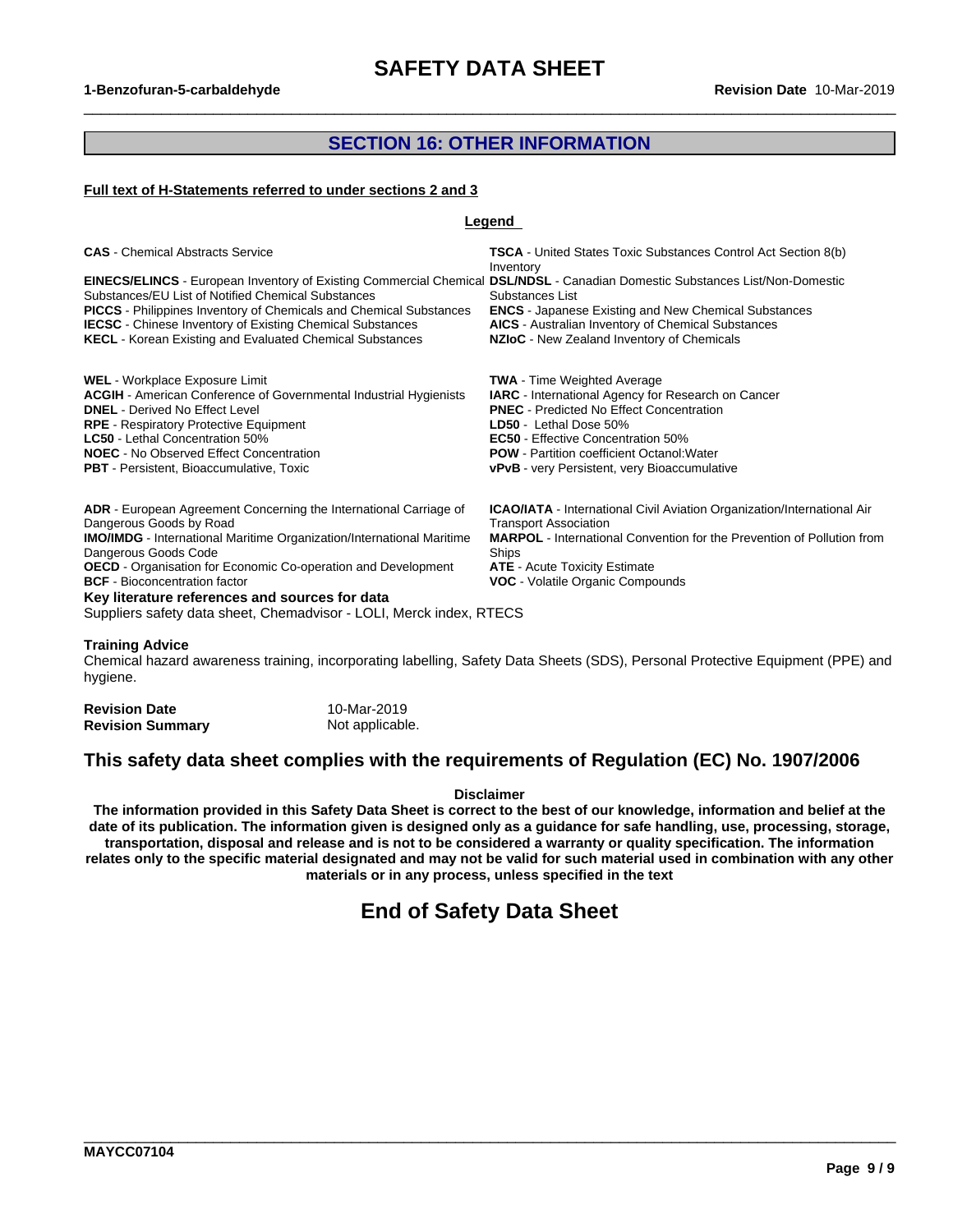## SECTION 16: OTHER INFORMATION

**Full text of H-Statements referred to under sections 2 and 3**

**Legend**

**CAS** - Chemical Abstracts Service
**TSCA** - United States Toxic Substances Control Act Section 8(b) Inventory
**EINECS/ELINCS** - European Inventory of Existing Commercial Chemical Substances/EU List of Notified Chemical Substances
**DSL/NDSL** - Canadian Domestic Substances List/Non-Domestic Substances List
**PICCS** - Philippines Inventory of Chemicals and Chemical Substances
**ENCS** - Japanese Existing and New Chemical Substances
**IECSC** - Chinese Inventory of Existing Chemical Substances
**AICS** - Australian Inventory of Chemical Substances
**KECL** - Korean Existing and Evaluated Chemical Substances
**NZIoC** - New Zealand Inventory of Chemicals

**WEL** - Workplace Exposure Limit
**TWA** - Time Weighted Average
**ACGIH** - American Conference of Governmental Industrial Hygienists
**IARC** - International Agency for Research on Cancer
**DNEL** - Derived No Effect Level
**PNEC** - Predicted No Effect Concentration
**RPE** - Respiratory Protective Equipment
**LD50** - Lethal Dose 50%
**LC50** - Lethal Concentration 50%
**EC50** - Effective Concentration 50%
**NOEC** - No Observed Effect Concentration
**POW** - Partition coefficient Octanol:Water
**PBT** - Persistent, Bioaccumulative, Toxic
**vPvB** - very Persistent, very Bioaccumulative

**ADR** - European Agreement Concerning the International Carriage of Dangerous Goods by Road
**ICAO/IATA** - International Civil Aviation Organization/International Air Transport Association
**IMO/IMDG** - International Maritime Organization/International Maritime Dangerous Goods Code
**MARPOL** - International Convention for the Prevention of Pollution from Ships
**OECD** - Organisation for Economic Co-operation and Development
**ATE** - Acute Toxicity Estimate
**BCF** - Bioconcentration factor
**VOC** - Volatile Organic Compounds

**Key literature references and sources for data**
Suppliers safety data sheet, Chemadvisor - LOLI, Merck index, RTECS

**Training Advice**
Chemical hazard awareness training, incorporating labelling, Safety Data Sheets (SDS), Personal Protective Equipment (PPE) and hygiene.

| | |
|---|---|
| **Revision Date** | 10-Mar-2019 |
| **Revision Summary** | Not applicable. |

## This safety data sheet complies with the requirements of Regulation (EC) No. 1907/2006

**Disclaimer**

**The information provided in this Safety Data Sheet is correct to the best of our knowledge, information and belief at the date of its publication. The information given is designed only as a guidance for safe handling, use, processing, storage, transportation, disposal and release and is not to be considered a warranty or quality specification. The information relates only to the specific material designated and may not be valid for such material used in combination with any other materials or in any process, unless specified in the text**

# End of Safety Data Sheet